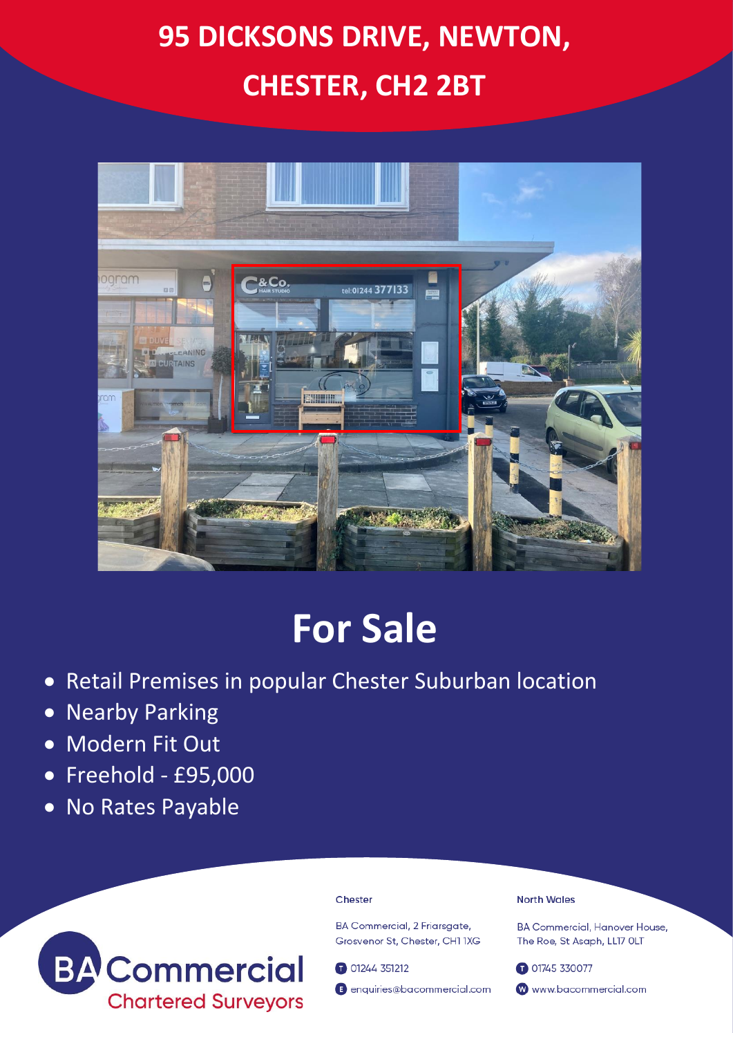# 95 DICKSONS DRIVE, NEWTON, CHESTER, CH2 2BT

## For Sale

- Retail Premises in popular Chester Suburban location
- Nearby Parking
- Modern Fit Out
- Freehold - £95,000
- No Rates Payable

BA Commercial
Chartered Surveyors

**Chester**

BA Commercial, 2 Friarsgate, Grosvenor St, Chester, CH1 1XG

T 01244 351212

E enquiries@bacommercial.com

**North Wales**

BA Commercial, Hanover House, The Roe, St Asaph, LL17 0LT

T 01745 330077

W www.bacommercial.com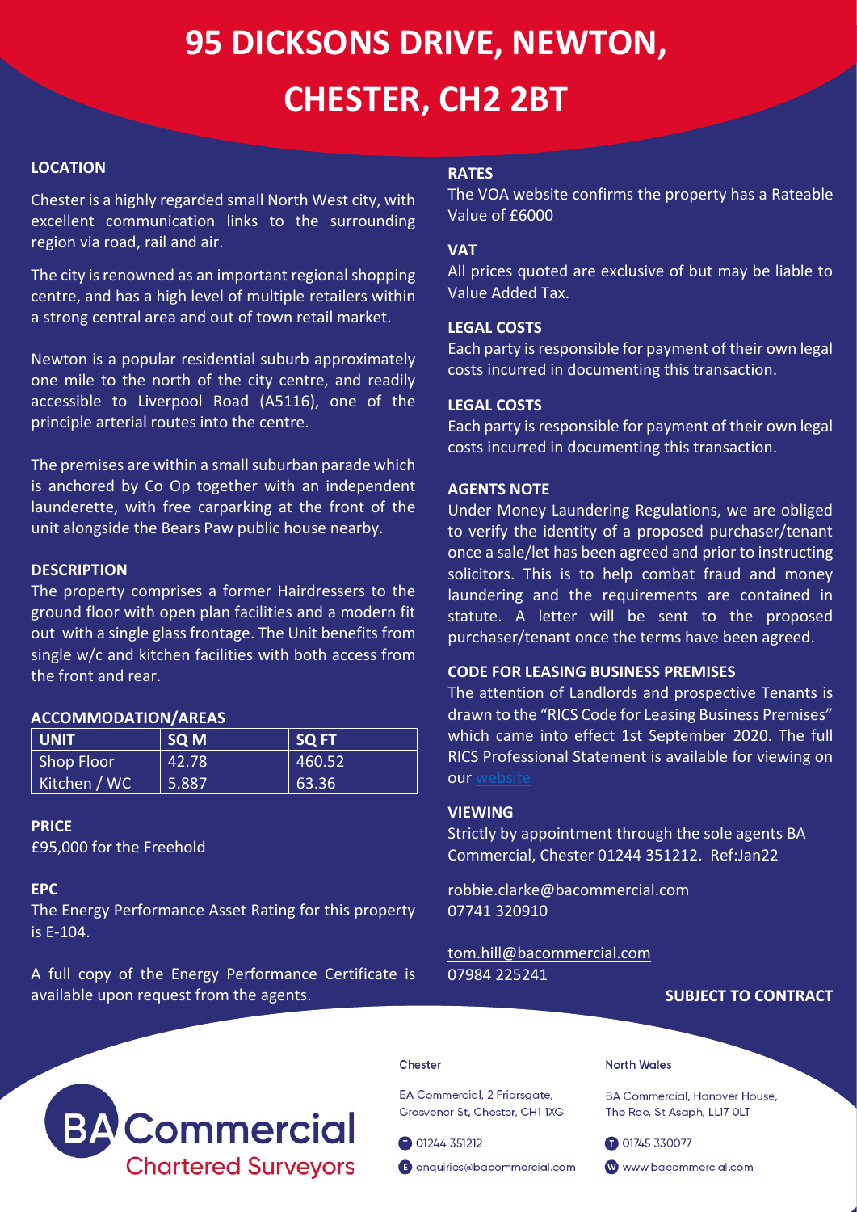# 95 DICKSONS DRIVE, NEWTON, CHESTER, CH2 2BT

### LOCATION

Chester is a highly regarded small North West city, with excellent communication links to the surrounding region via road, rail and air.

The city is renowned as an important regional shopping centre, and has a high level of multiple retailers within a strong central area and out of town retail market.

Newton is a popular residential suburb approximately one mile to the north of the city centre, and readily accessible to Liverpool Road (A5116), one of the principle arterial routes into the centre.

The premises are within a small suburban parade which is anchored by Co Op together with an independent launderette, with free carparking at the front of the unit alongside the Bears Paw public house nearby.

### DESCRIPTION

The property comprises a former Hairdressers to the ground floor with open plan facilities and a modern fit out with a single glass frontage. The Unit benefits from single w/c and kitchen facilities with both access from the front and rear.

### ACCOMMODATION/AREAS

| UNIT | SQ M | SQ FT |
|---|---|---|
| Shop Floor | 42.78 | 460.52 |
| Kitchen / WC | 5.887 | 63.36 |

### PRICE

£95,000 for the Freehold

### EPC

The Energy Performance Asset Rating for this property is E-104.

A full copy of the Energy Performance Certificate is available upon request from the agents.

### RATES

The VOA website confirms the property has a Rateable Value of £6000

### VAT

All prices quoted are exclusive of but may be liable to Value Added Tax.

### LEGAL COSTS

Each party is responsible for payment of their own legal costs incurred in documenting this transaction.

### LEGAL COSTS

Each party is responsible for payment of their own legal costs incurred in documenting this transaction.

### AGENTS NOTE

Under Money Laundering Regulations, we are obliged to verify the identity of a proposed purchaser/tenant once a sale/let has been agreed and prior to instructing solicitors. This is to help combat fraud and money laundering and the requirements are contained in statute. A letter will be sent to the proposed purchaser/tenant once the terms have been agreed.

### CODE FOR LEASING BUSINESS PREMISES

The attention of Landlords and prospective Tenants is drawn to the "RICS Code for Leasing Business Premises" which came into effect 1st September 2020. The full RICS Professional Statement is available for viewing on our website

### VIEWING

Strictly by appointment through the sole agents BA Commercial, Chester 01244 351212. Ref:Jan22

robbie.clarke@bacommercial.com
07741 320910

tom.hill@bacommercial.com
07984 225241

**SUBJECT TO CONTRACT**

BA Commercial
Chartered Surveyors

**Chester**

BA Commercial, 2 Friarsgate, Grosvenor St, Chester, CH1 1XG

T 01244 351212

E enquiries@bacommercial.com

**North Wales**

BA Commercial, Hanover House, The Roe, St Asaph, LL17 0LT

T 01745 330077

W www.bacommercial.com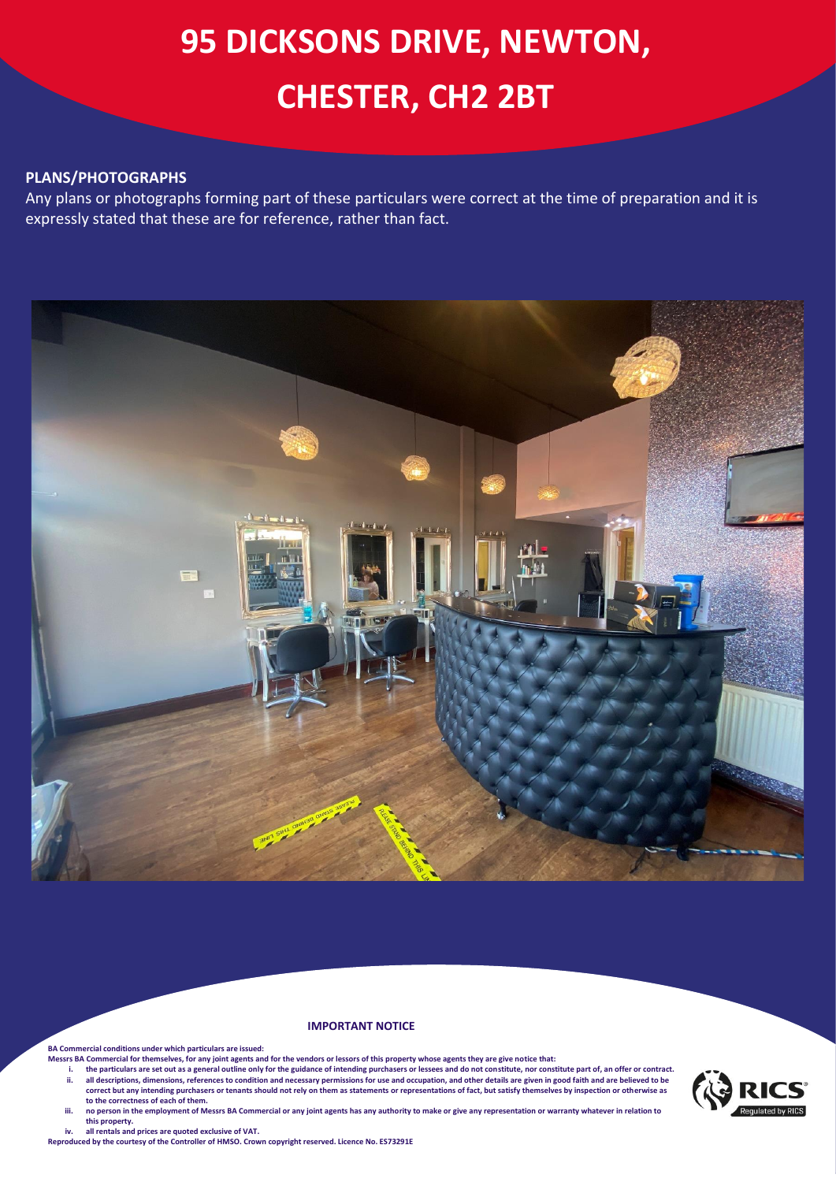# 95 DICKSONS DRIVE, NEWTON, CHESTER, CH2 2BT

**PLANS/PHOTOGRAPHS**

Any plans or photographs forming part of these particulars were correct at the time of preparation and it is expressly stated that these are for reference, rather than fact.

**IMPORTANT NOTICE**

**BA Commercial conditions under which particulars are issued:**

**Messrs BA Commercial for themselves, for any joint agents and for the vendors or lessors of this property whose agents they are give notice that:**

i. the particulars are set out as a general outline only for the guidance of intending purchasers or lessees and do not constitute, nor constitute part of, an offer or contract.

ii. all descriptions, dimensions, references to condition and necessary permissions for use and occupation, and other details are given in good faith and are believed to be correct but any intending purchasers or tenants should not rely on them as statements or representations of fact, but satisfy themselves by inspection or otherwise as to the correctness of each of them.

iii. no person in the employment of Messrs BA Commercial or any joint agents has any authority to make or give any representation or warranty whatever in relation to this property.

iv. all rentals and prices are quoted exclusive of VAT.

Reproduced by the courtesy of the Controller of HMSO. Crown copyright reserved. Licence No. ES73291E

RICS Regulated by RICS